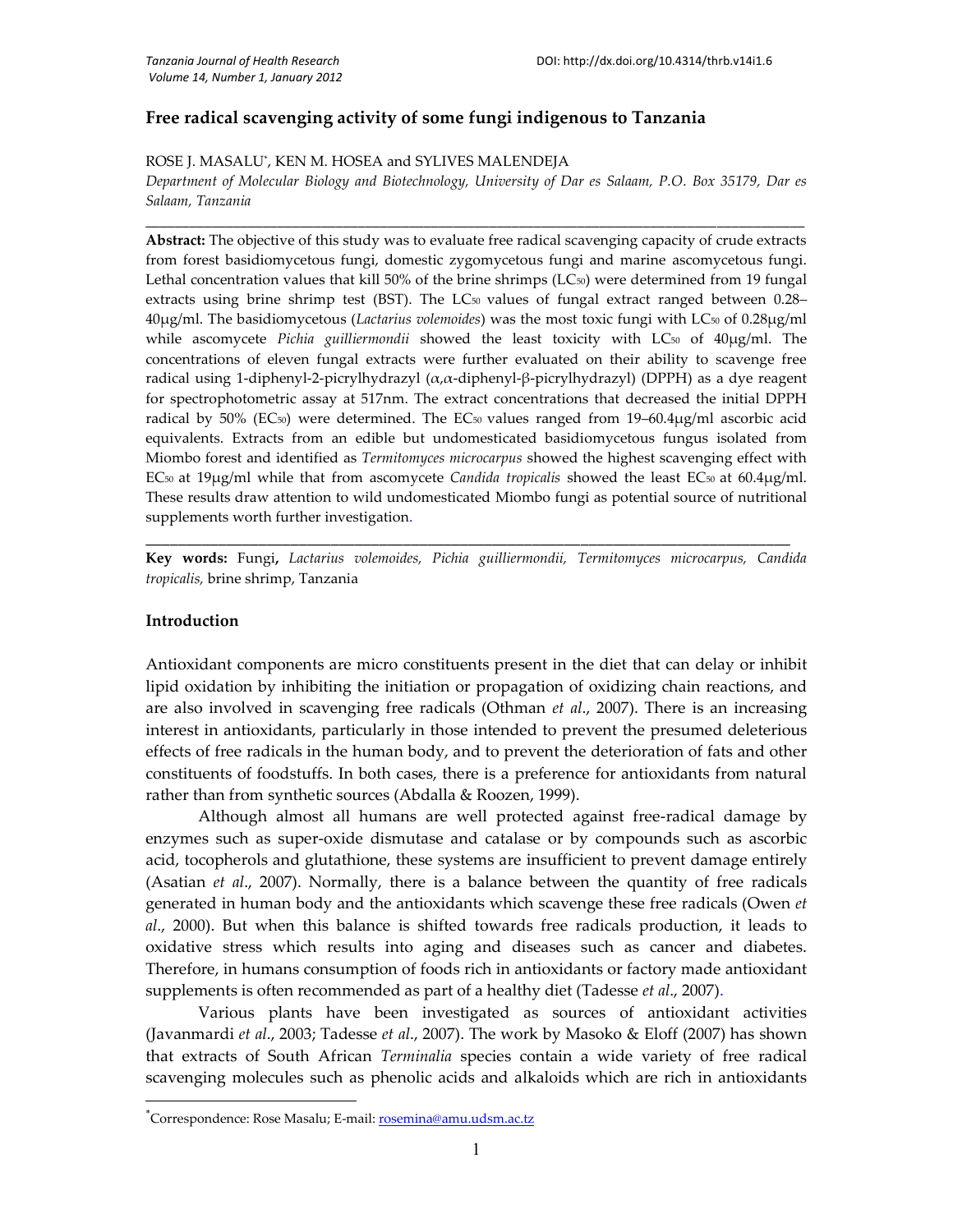# Free radical scavenging activity of some fungi indigenous to Tanzania

ROSE J. MASALU*, KEN M. HOSEA and SYLIVES MALENDEJA

*Department of Molecular Biology and Biotechnology, University of Dar es Salaam, P.O. Box 35179, Dar es Salaam, Tanzania*

---

**Abstract:** The objective of this study was to evaluate free radical scavenging capacity of crude extracts from forest basidiomycetous fungi, domestic zygomycetous fungi and marine ascomycetous fungi. Lethal concentration values that kill 50% of the brine shrimps ($LC_{50}$) were determined from 19 fungal extracts using brine shrimp test (BST). The $LC_{50}$ values of fungal extract ranged between 0.28–40μg/ml. The basidiomycetous (*Lactarius volemoides*) was the most toxic fungi with $LC_{50}$ of 0.28μg/ml while ascomycete *Pichia guilliermondii* showed the least toxicity with $LC_{50}$ of 40μg/ml. The concentrations of eleven fungal extracts were further evaluated on their ability to scavenge free radical using 1-diphenyl-2-picrylhydrazyl (α,α-diphenyl-β-picrylhydrazyl) (DPPH) as a dye reagent for spectrophotometric assay at 517nm. The extract concentrations that decreased the initial DPPH radical by 50% ($EC_{50}$) were determined. The $EC_{50}$ values ranged from 19–60.4μg/ml ascorbic acid equivalents. Extracts from an edible but undomesticated basidiomycetous fungus isolated from Miombo forest and identified as *Termitomyces microcarpus* showed the highest scavenging effect with $EC_{50}$ at 19μg/ml while that from ascomycete *Candida tropicalis* showed the least $EC_{50}$ at 60.4μg/ml. These results draw attention to wild undomesticated Miombo fungi as potential source of nutritional supplements worth further investigation.

---

**Key words:** Fungi, *Lactarius volemoides, Pichia guilliermondii, Termitomyces microcarpus, Candida tropicalis,* brine shrimp, Tanzania

## Introduction

Antioxidant components are micro constituents present in the diet that can delay or inhibit lipid oxidation by inhibiting the initiation or propagation of oxidizing chain reactions, and are also involved in scavenging free radicals (Othman *et al*., 2007). There is an increasing interest in antioxidants, particularly in those intended to prevent the presumed deleterious effects of free radicals in the human body, and to prevent the deterioration of fats and other constituents of foodstuffs. In both cases, there is a preference for antioxidants from natural rather than from synthetic sources (Abdalla & Roozen, 1999).

Although almost all humans are well protected against free-radical damage by enzymes such as super-oxide dismutase and catalase or by compounds such as ascorbic acid, tocopherols and glutathione, these systems are insufficient to prevent damage entirely (Asatian *et al*., 2007). Normally, there is a balance between the quantity of free radicals generated in human body and the antioxidants which scavenge these free radicals (Owen *et al*., 2000). But when this balance is shifted towards free radicals production, it leads to oxidative stress which results into aging and diseases such as cancer and diabetes. Therefore, in humans consumption of foods rich in antioxidants or factory made antioxidant supplements is often recommended as part of a healthy diet (Tadesse *et al*., 2007).

Various plants have been investigated as sources of antioxidant activities (Javanmardi *et al*., 2003; Tadesse *et al*., 2007). The work by Masoko & Eloff (2007) has shown that extracts of South African *Terminalia* species contain a wide variety of free radical scavenging molecules such as phenolic acids and alkaloids which are rich in antioxidants

---

*Correspondence: Rose Masalu; E-mail: rosemina@amu.udsm.ac.tz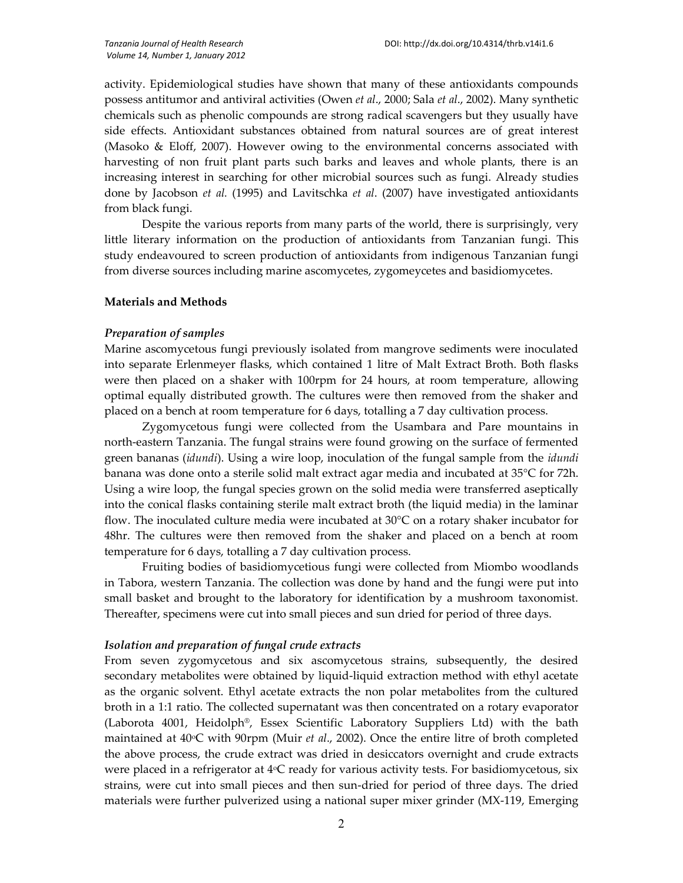activity. Epidemiological studies have shown that many of these antioxidants compounds possess antitumor and antiviral activities (Owen *et al*., 2000; Sala *et al*., 2002). Many synthetic chemicals such as phenolic compounds are strong radical scavengers but they usually have side effects. Antioxidant substances obtained from natural sources are of great interest (Masoko & Eloff, 2007). However owing to the environmental concerns associated with harvesting of non fruit plant parts such barks and leaves and whole plants, there is an increasing interest in searching for other microbial sources such as fungi. Already studies done by Jacobson *et al.* (1995) and Lavitschka *et al*. (2007) have investigated antioxidants from black fungi.

Despite the various reports from many parts of the world, there is surprisingly, very little literary information on the production of antioxidants from Tanzanian fungi. This study endeavoured to screen production of antioxidants from indigenous Tanzanian fungi from diverse sources including marine ascomycetes, zygomeycetes and basidiomycetes.

## Materials and Methods

### *Preparation of samples*

Marine ascomycetous fungi previously isolated from mangrove sediments were inoculated into separate Erlenmeyer flasks, which contained 1 litre of Malt Extract Broth. Both flasks were then placed on a shaker with 100rpm for 24 hours, at room temperature, allowing optimal equally distributed growth. The cultures were then removed from the shaker and placed on a bench at room temperature for 6 days, totalling a 7 day cultivation process.

Zygomycetous fungi were collected from the Usambara and Pare mountains in north-eastern Tanzania. The fungal strains were found growing on the surface of fermented green bananas (*idundi*). Using a wire loop, inoculation of the fungal sample from the *idundi* banana was done onto a sterile solid malt extract agar media and incubated at 35°C for 72h. Using a wire loop, the fungal species grown on the solid media were transferred aseptically into the conical flasks containing sterile malt extract broth (the liquid media) in the laminar flow. The inoculated culture media were incubated at 30°C on a rotary shaker incubator for 48hr. The cultures were then removed from the shaker and placed on a bench at room temperature for 6 days, totalling a 7 day cultivation process.

Fruiting bodies of basidiomycetious fungi were collected from Miombo woodlands in Tabora, western Tanzania. The collection was done by hand and the fungi were put into small basket and brought to the laboratory for identification by a mushroom taxonomist. Thereafter, specimens were cut into small pieces and sun dried for period of three days.

### *Isolation and preparation of fungal crude extracts*

From seven zygomycetous and six ascomycetous strains, subsequently, the desired secondary metabolites were obtained by liquid-liquid extraction method with ethyl acetate as the organic solvent. Ethyl acetate extracts the non polar metabolites from the cultured broth in a 1:1 ratio. The collected supernatant was then concentrated on a rotary evaporator (Laborota 4001, Heidolph®, Essex Scientific Laboratory Suppliers Ltd) with the bath maintained at 40°C with 90rpm (Muir *et al*., 2002). Once the entire litre of broth completed the above process, the crude extract was dried in desiccators overnight and crude extracts were placed in a refrigerator at 4°C ready for various activity tests. For basidiomycetous, six strains, were cut into small pieces and then sun-dried for period of three days. The dried materials were further pulverized using a national super mixer grinder (MX-119, Emerging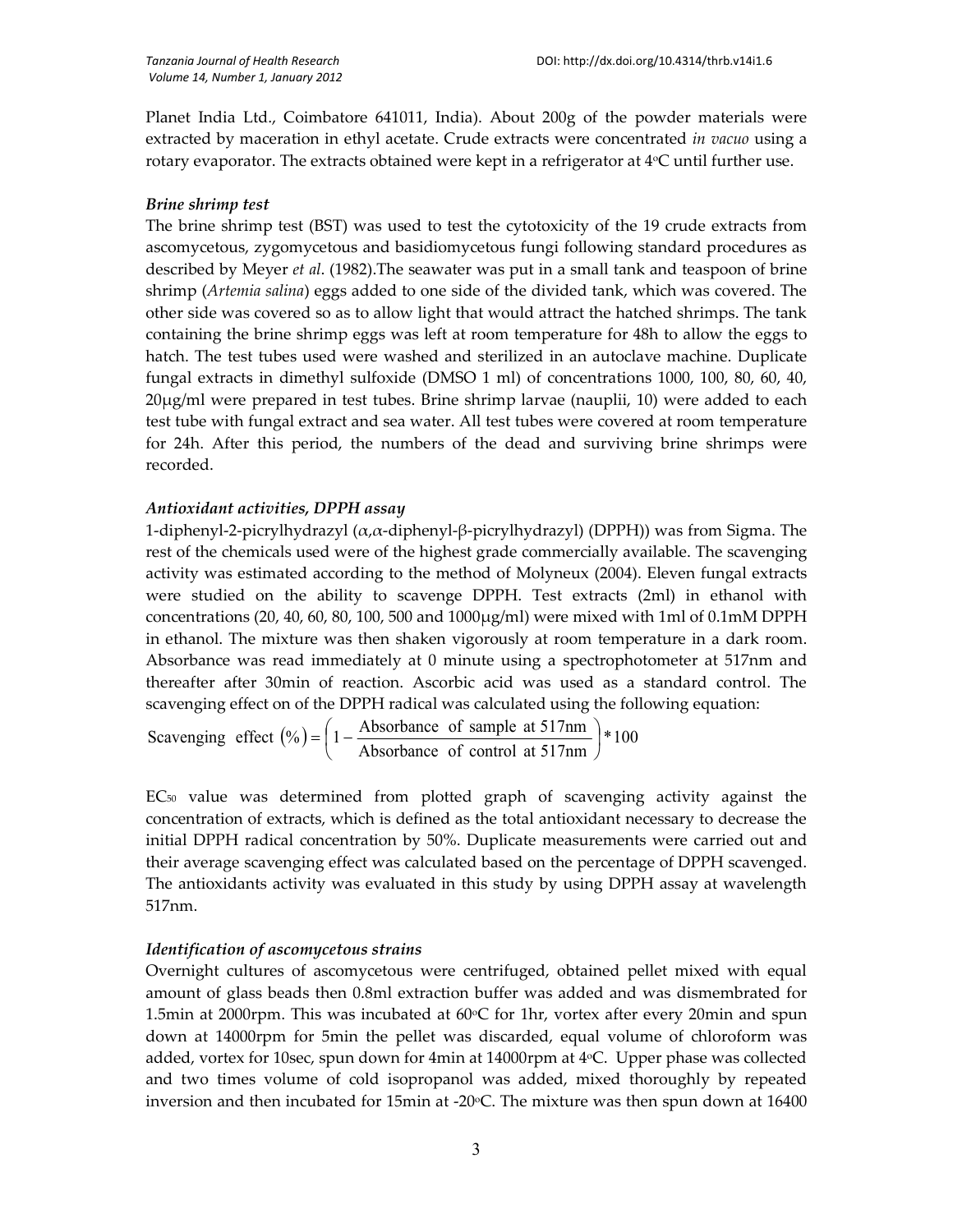Planet India Ltd., Coimbatore 641011, India). About 200g of the powder materials were extracted by maceration in ethyl acetate. Crude extracts were concentrated *in vacuo* using a rotary evaporator. The extracts obtained were kept in a refrigerator at 4°C until further use.

### *Brine shrimp test*

The brine shrimp test (BST) was used to test the cytotoxicity of the 19 crude extracts from ascomycetous, zygomycetous and basidiomycetous fungi following standard procedures as described by Meyer *et al*. (1982).The seawater was put in a small tank and teaspoon of brine shrimp (*Artemia salina*) eggs added to one side of the divided tank, which was covered. The other side was covered so as to allow light that would attract the hatched shrimps. The tank containing the brine shrimp eggs was left at room temperature for 48h to allow the eggs to hatch. The test tubes used were washed and sterilized in an autoclave machine. Duplicate fungal extracts in dimethyl sulfoxide (DMSO 1 ml) of concentrations 1000, 100, 80, 60, 40, 20μg/ml were prepared in test tubes. Brine shrimp larvae (nauplii, 10) were added to each test tube with fungal extract and sea water. All test tubes were covered at room temperature for 24h. After this period, the numbers of the dead and surviving brine shrimps were recorded.

### *Antioxidant activities, DPPH assay*

1-diphenyl-2-picrylhydrazyl (α,α-diphenyl-β-picrylhydrazyl) (DPPH)) was from Sigma. The rest of the chemicals used were of the highest grade commercially available. The scavenging activity was estimated according to the method of Molyneux (2004). Eleven fungal extracts were studied on the ability to scavenge DPPH. Test extracts (2ml) in ethanol with concentrations (20, 40, 60, 80, 100, 500 and 1000μg/ml) were mixed with 1ml of 0.1mM DPPH in ethanol. The mixture was then shaken vigorously at room temperature in a dark room. Absorbance was read immediately at 0 minute using a spectrophotometer at 517nm and thereafter after 30min of reaction. Ascorbic acid was used as a standard control. The scavenging effect on of the DPPH radical was calculated using the following equation:

$$\text{Scavenging effect } (\%) = \left(1 - \frac{\text{Absorbance of sample at 517nm}}{\text{Absorbance of control at 517nm}}\right) * 100$$

$EC_{50}$ value was determined from plotted graph of scavenging activity against the concentration of extracts, which is defined as the total antioxidant necessary to decrease the initial DPPH radical concentration by 50%. Duplicate measurements were carried out and their average scavenging effect was calculated based on the percentage of DPPH scavenged. The antioxidants activity was evaluated in this study by using DPPH assay at wavelength 517nm.

### *Identification of ascomycetous strains*

Overnight cultures of ascomycetous were centrifuged, obtained pellet mixed with equal amount of glass beads then 0.8ml extraction buffer was added and was dismembrated for 1.5min at 2000rpm. This was incubated at 60°C for 1hr, vortex after every 20min and spun down at 14000rpm for 5min the pellet was discarded, equal volume of chloroform was added, vortex for 10sec, spun down for 4min at 14000rpm at 4°C. Upper phase was collected and two times volume of cold isopropanol was added, mixed thoroughly by repeated inversion and then incubated for 15min at -20°C. The mixture was then spun down at 16400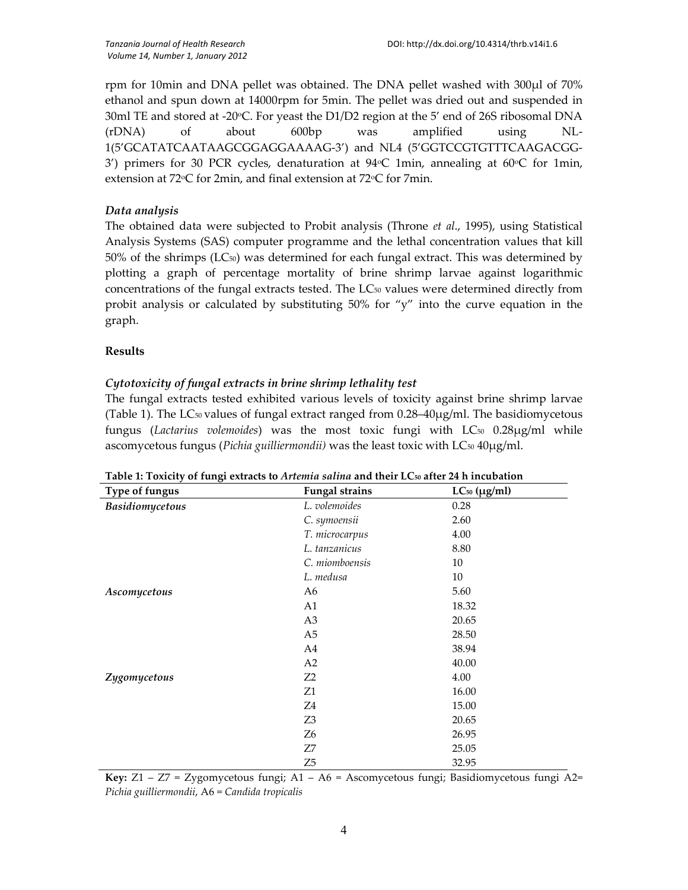rpm for 10min and DNA pellet was obtained. The DNA pellet washed with 300μl of 70% ethanol and spun down at 14000rpm for 5min. The pellet was dried out and suspended in 30ml TE and stored at -20°C. For yeast the D1/D2 region at the 5′ end of 26S ribosomal DNA (rDNA) of about 600bp was amplified using NL-1(5′GCATATCAATAAGCGGAGGAAAAG-3′) and NL4 (5′GGTCCGTGTTTCAAGACGG-3′) primers for 30 PCR cycles, denaturation at 94°C 1min, annealing at 60°C for 1min, extension at 72°C for 2min, and final extension at 72°C for 7min.

### *Data analysis*

The obtained data were subjected to Probit analysis (Throne *et al*., 1995), using Statistical Analysis Systems (SAS) computer programme and the lethal concentration values that kill 50% of the shrimps ($LC_{50}$) was determined for each fungal extract. This was determined by plotting a graph of percentage mortality of brine shrimp larvae against logarithmic concentrations of the fungal extracts tested. The $LC_{50}$ values were determined directly from probit analysis or calculated by substituting 50% for "y" into the curve equation in the graph.

## Results

### *Cytotoxicity of fungal extracts in brine shrimp lethality test*

The fungal extracts tested exhibited various levels of toxicity against brine shrimp larvae (Table 1). The $LC_{50}$ values of fungal extract ranged from 0.28–40μg/ml. The basidiomycetous fungus (*Lactarius volemoides*) was the most toxic fungi with $LC_{50}$ 0.28μg/ml while ascomycetous fungus (*Pichia guilliermondii)* was the least toxic with $LC_{50}$ 40μg/ml.

**Table 1: Toxicity of fungi extracts to *Artemia salina* and their $LC_{50}$ after 24 h incubation**

| Type of fungus | Fungal strains | $LC_{50}$ (μg/ml) |
|---|---|---|
| *Basidiomycetous* | *L. volemoides* | 0.28 |
| | *C. symoensii* | 2.60 |
| | *T. microcarpus* | 4.00 |
| | *L. tanzanicus* | 8.80 |
| | *C. miomboensis* | 10 |
| | *L. medusa* | 10 |
| *Ascomycetous* | A6 | 5.60 |
| | A1 | 18.32 |
| | A3 | 20.65 |
| | A5 | 28.50 |
| | A4 | 38.94 |
| | A2 | 40.00 |
| *Zygomycetous* | Z2 | 4.00 |
| | Z1 | 16.00 |
| | Z4 | 15.00 |
| | Z3 | 20.65 |
| | Z6 | 26.95 |
| | Z7 | 25.05 |
| | Z5 | 32.95 |

**Key:** Z1 – Z7 = Zygomycetous fungi; A1 – A6 = Ascomycetous fungi; Basidiomycetous fungi A2= *Pichia guilliermondii*, A6 = *Candida tropicalis*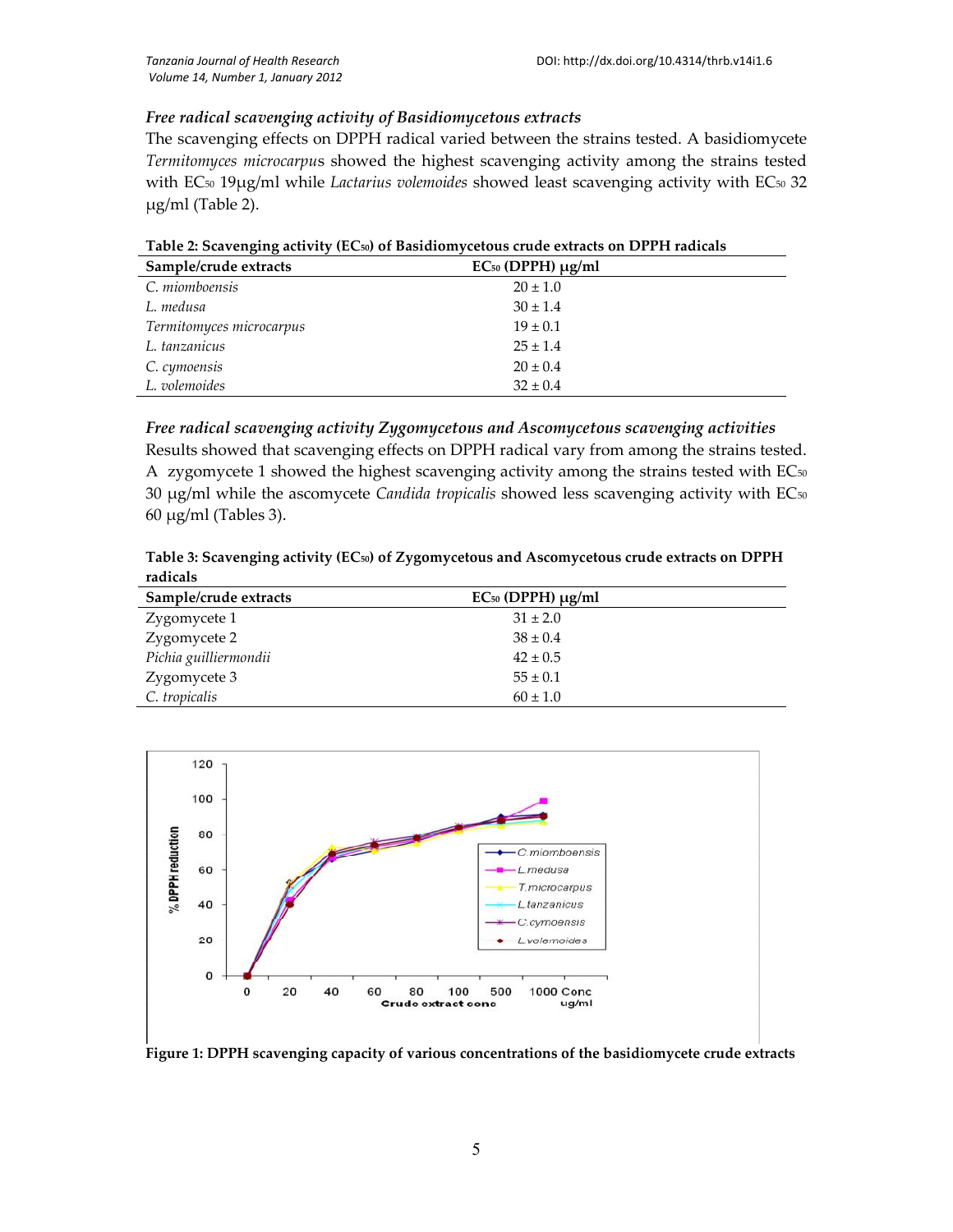### *Free radical scavenging activity of Basidiomycetous extracts*

The scavenging effects on DPPH radical varied between the strains tested. A basidiomycete *Termitomyces microcarpus* showed the highest scavenging activity among the strains tested with $EC_{50}$ 19µg/ml while *Lactarius volemoides* showed least scavenging activity with $EC_{50}$ 32 µg/ml (Table 2).

**Table 2: Scavenging activity ($EC_{50}$) of Basidiomycetous crude extracts on DPPH radicals**

| Sample/crude extracts | $EC_{50}$ (DPPH) µg/ml |
|---|---|
| *C. miomboensis* | 20 ± 1.0 |
| *L. medusa* | 30 ± 1.4 |
| *Termitomyces microcarpus* | 19 ± 0.1 |
| *L. tanzanicus* | 25 ± 1.4 |
| *C. cymoensis* | 20 ± 0.4 |
| *L. volemoides* | 32 ± 0.4 |

### *Free radical scavenging activity Zygomycetous and Ascomycetous scavenging activities*

Results showed that scavenging effects on DPPH radical vary from among the strains tested. A zygomycete 1 showed the highest scavenging activity among the strains tested with $EC_{50}$ 30 µg/ml while the ascomycete *Candida tropicalis* showed less scavenging activity with $EC_{50}$ 60 µg/ml (Tables 3).

**Table 3: Scavenging activity ($EC_{50}$) of Zygomycetous and Ascomycetous crude extracts on DPPH radicals**

| Sample/crude extracts | $EC_{50}$ (DPPH) µg/ml |
|---|---|
| Zygomycete 1 | 31 ± 2.0 |
| Zygomycete 2 | 38 ± 0.4 |
| *Pichia guilliermondii* | 42 ± 0.5 |
| Zygomycete 3 | 55 ± 0.1 |
| *C. tropicalis* | 60 ± 1.0 |

**Figure 1: DPPH scavenging capacity of various concentrations of the basidiomycete crude extracts**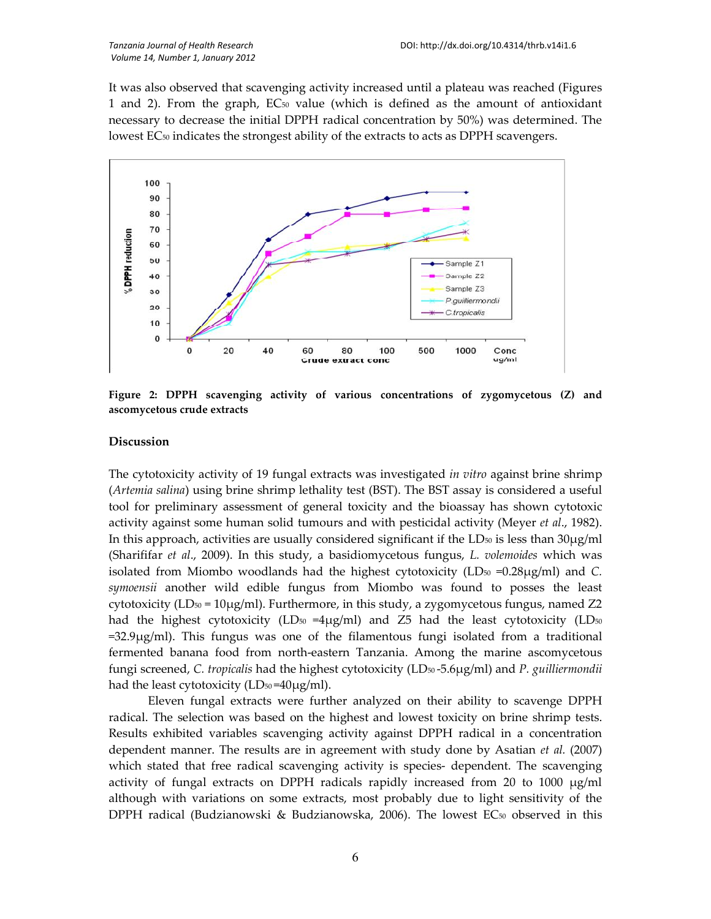It was also observed that scavenging activity increased until a plateau was reached (Figures 1 and 2). From the graph, $EC_{50}$ value (which is defined as the amount of antioxidant necessary to decrease the initial DPPH radical concentration by 50%) was determined. The lowest $EC_{50}$ indicates the strongest ability of the extracts to acts as DPPH scavengers.

**Figure 2: DPPH scavenging activity of various concentrations of zygomycetous (Z) and ascomycetous crude extracts**

## Discussion

The cytotoxicity activity of 19 fungal extracts was investigated *in vitro* against brine shrimp (*Artemia salina*) using brine shrimp lethality test (BST). The BST assay is considered a useful tool for preliminary assessment of general toxicity and the bioassay has shown cytotoxic activity against some human solid tumours and with pesticidal activity (Meyer *et al*., 1982). In this approach, activities are usually considered significant if the $LD_{50}$ is less than 30μg/ml (Sharififar *et al*., 2009). In this study, a basidiomycetous fungus, *L. volemoides* which was isolated from Miombo woodlands had the highest cytotoxicity ($LD_{50}$ =0.28μg/ml) and *C. symoensii* another wild edible fungus from Miombo was found to posses the least cytotoxicity ($LD_{50}$ = 10μg/ml). Furthermore, in this study, a zygomycetous fungus, named Z2 had the highest cytotoxicity ($LD_{50}$ =4μg/ml) and Z5 had the least cytotoxicity ($LD_{50}$ =32.9μg/ml). This fungus was one of the filamentous fungi isolated from a traditional fermented banana food from north-eastern Tanzania. Among the marine ascomycetous fungi screened, *C. tropicalis* had the highest cytotoxicity ($LD_{50}$ -5.6μg/ml) and *P. guilliermondii* had the least cytotoxicity ($LD_{50}$ =40μg/ml).

Eleven fungal extracts were further analyzed on their ability to scavenge DPPH radical. The selection was based on the highest and lowest toxicity on brine shrimp tests. Results exhibited variables scavenging activity against DPPH radical in a concentration dependent manner. The results are in agreement with study done by Asatian *et al.* (2007) which stated that free radical scavenging activity is species- dependent. The scavenging activity of fungal extracts on DPPH radicals rapidly increased from 20 to 1000 μg/ml although with variations on some extracts, most probably due to light sensitivity of the DPPH radical (Budzianowski & Budzianowska, 2006). The lowest $EC_{50}$ observed in this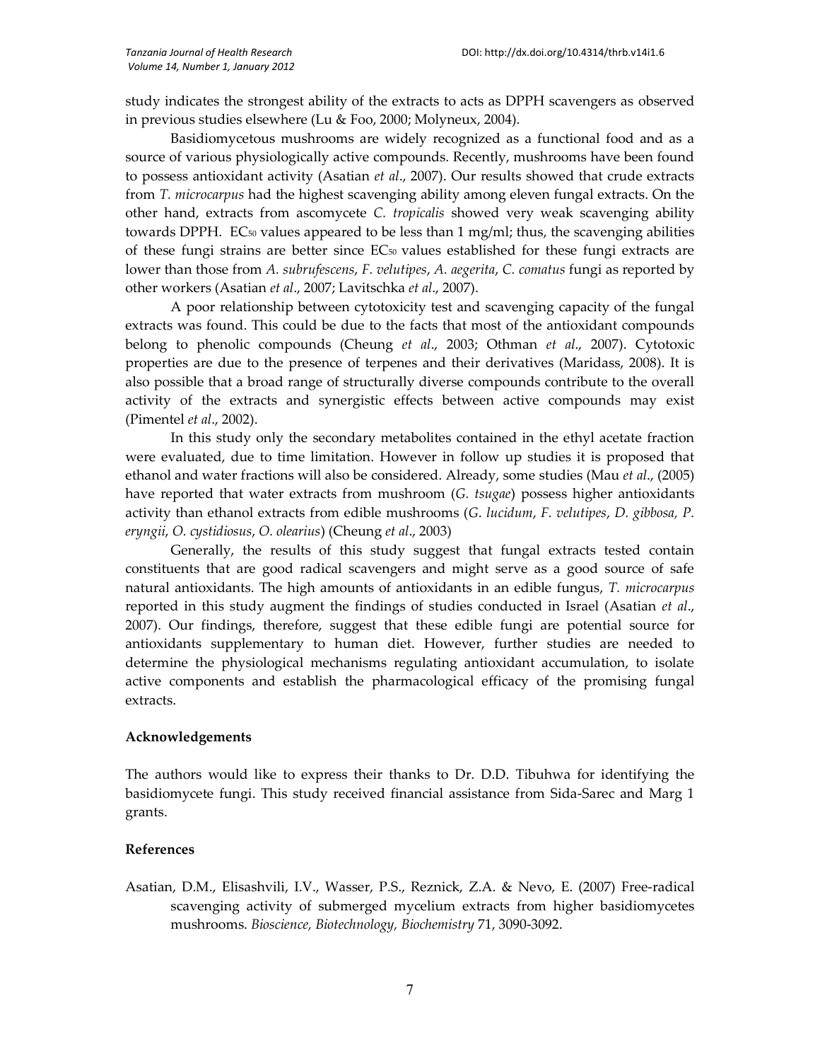study indicates the strongest ability of the extracts to acts as DPPH scavengers as observed in previous studies elsewhere (Lu & Foo, 2000; Molyneux, 2004).

Basidiomycetous mushrooms are widely recognized as a functional food and as a source of various physiologically active compounds. Recently, mushrooms have been found to possess antioxidant activity (Asatian *et al*., 2007). Our results showed that crude extracts from *T. microcarpus* had the highest scavenging ability among eleven fungal extracts. On the other hand, extracts from ascomycete *C. tropicalis* showed very weak scavenging ability towards DPPH. $EC_{50}$ values appeared to be less than 1 mg/ml; thus, the scavenging abilities of these fungi strains are better since $EC_{50}$ values established for these fungi extracts are lower than those from *A. subrufescens*, *F. velutipes*, *A. aegerita*, *C. comatus* fungi as reported by other workers (Asatian *et al*., 2007; Lavitschka *et al*., 2007).

A poor relationship between cytotoxicity test and scavenging capacity of the fungal extracts was found. This could be due to the facts that most of the antioxidant compounds belong to phenolic compounds (Cheung *et al*., 2003; Othman *et al*., 2007). Cytotoxic properties are due to the presence of terpenes and their derivatives (Maridass, 2008). It is also possible that a broad range of structurally diverse compounds contribute to the overall activity of the extracts and synergistic effects between active compounds may exist (Pimentel *et al*., 2002).

In this study only the secondary metabolites contained in the ethyl acetate fraction were evaluated, due to time limitation. However in follow up studies it is proposed that ethanol and water fractions will also be considered. Already, some studies (Mau *et al*., (2005) have reported that water extracts from mushroom (*G. tsugae*) possess higher antioxidants activity than ethanol extracts from edible mushrooms (*G. lucidum*, *F. velutipes*, *D. gibbosa, P. eryngii*, *O. cystidiosus*, *O. olearius*) (Cheung *et al*., 2003)

Generally, the results of this study suggest that fungal extracts tested contain constituents that are good radical scavengers and might serve as a good source of safe natural antioxidants. The high amounts of antioxidants in an edible fungus, *T. microcarpus* reported in this study augment the findings of studies conducted in Israel (Asatian *et al*., 2007). Our findings, therefore, suggest that these edible fungi are potential source for antioxidants supplementary to human diet. However, further studies are needed to determine the physiological mechanisms regulating antioxidant accumulation, to isolate active components and establish the pharmacological efficacy of the promising fungal extracts.

**Acknowledgements**

The authors would like to express their thanks to Dr. D.D. Tibuhwa for identifying the basidiomycete fungi. This study received financial assistance from Sida-Sarec and Marg 1 grants.

**References**

Asatian, D.M., Elisashvili, I.V., Wasser, P.S., Reznick, Z.A. & Nevo, E. (2007) Free-radical scavenging activity of submerged mycelium extracts from higher basidiomycetes mushrooms. *Bioscience, Biotechnology, Biochemistry* 71, 3090-3092.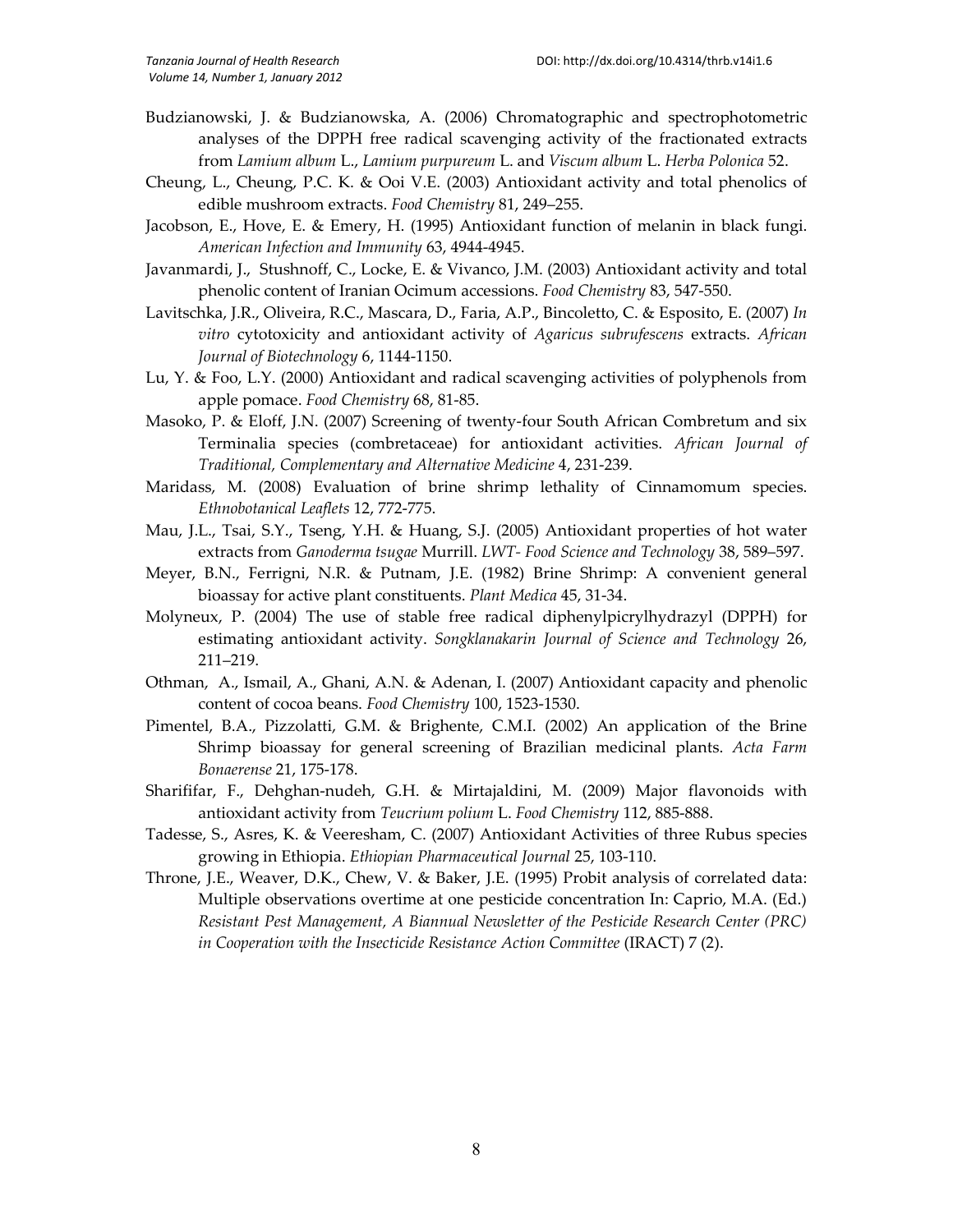Budzianowski, J. & Budzianowska, A. (2006) Chromatographic and spectrophotometric analyses of the DPPH free radical scavenging activity of the fractionated extracts from *Lamium album* L., *Lamium purpureum* L. and *Viscum album* L. *Herba Polonica* 52.

Cheung, L., Cheung, P.C. K. & Ooi V.E. (2003) Antioxidant activity and total phenolics of edible mushroom extracts. *Food Chemistry* 81, 249–255.

Jacobson, E., Hove, E. & Emery, H. (1995) Antioxidant function of melanin in black fungi. *American Infection and Immunity* 63, 4944-4945.

Javanmardi, J., Stushnoff, C., Locke, E. & Vivanco, J.M. (2003) Antioxidant activity and total phenolic content of Iranian Ocimum accessions. *Food Chemistry* 83, 547-550.

Lavitschka, J.R., Oliveira, R.C., Mascara, D., Faria, A.P., Bincoletto, C. & Esposito, E. (2007) *In vitro* cytotoxicity and antioxidant activity of *Agaricus subrufescens* extracts. *African Journal of Biotechnology* 6, 1144-1150.

Lu, Y. & Foo, L.Y. (2000) Antioxidant and radical scavenging activities of polyphenols from apple pomace. *Food Chemistry* 68, 81-85.

Masoko, P. & Eloff, J.N. (2007) Screening of twenty-four South African Combretum and six Terminalia species (combretaceae) for antioxidant activities. *African Journal of Traditional, Complementary and Alternative Medicine* 4, 231-239.

Maridass, M. (2008) Evaluation of brine shrimp lethality of Cinnamomum species. *Ethnobotanical Leaflets* 12, 772-775.

Mau, J.L., Tsai, S.Y., Tseng, Y.H. & Huang, S.J. (2005) Antioxidant properties of hot water extracts from *Ganoderma tsugae* Murrill. *LWT- Food Science and Technology* 38, 589–597.

Meyer, B.N., Ferrigni, N.R. & Putnam, J.E. (1982) Brine Shrimp: A convenient general bioassay for active plant constituents. *Plant Medica* 45, 31-34.

Molyneux, P. (2004) The use of stable free radical diphenylpicrylhydrazyl (DPPH) for estimating antioxidant activity. *Songklanakarin Journal of Science and Technology* 26, 211–219.

Othman, A., Ismail, A., Ghani, A.N. & Adenan, I. (2007) Antioxidant capacity and phenolic content of cocoa beans. *Food Chemistry* 100, 1523-1530.

Pimentel, B.A., Pizzolatti, G.M. & Brighente, C.M.I. (2002) An application of the Brine Shrimp bioassay for general screening of Brazilian medicinal plants. *Acta Farm Bonaerense* 21, 175-178.

Sharififar, F., Dehghan-nudeh, G.H. & Mirtajaldini, M. (2009) Major flavonoids with antioxidant activity from *Teucrium polium* L. *Food Chemistry* 112, 885-888.

Tadesse, S., Asres, K. & Veeresham, C. (2007) Antioxidant Activities of three Rubus species growing in Ethiopia. *Ethiopian Pharmaceutical Journal* 25, 103-110.

Throne, J.E., Weaver, D.K., Chew, V. & Baker, J.E. (1995) Probit analysis of correlated data: Multiple observations overtime at one pesticide concentration In: Caprio, M.A. (Ed.) *Resistant Pest Management, A Biannual Newsletter of the Pesticide Research Center (PRC) in Cooperation with the Insecticide Resistance Action Committee* (IRACT) 7 (2).